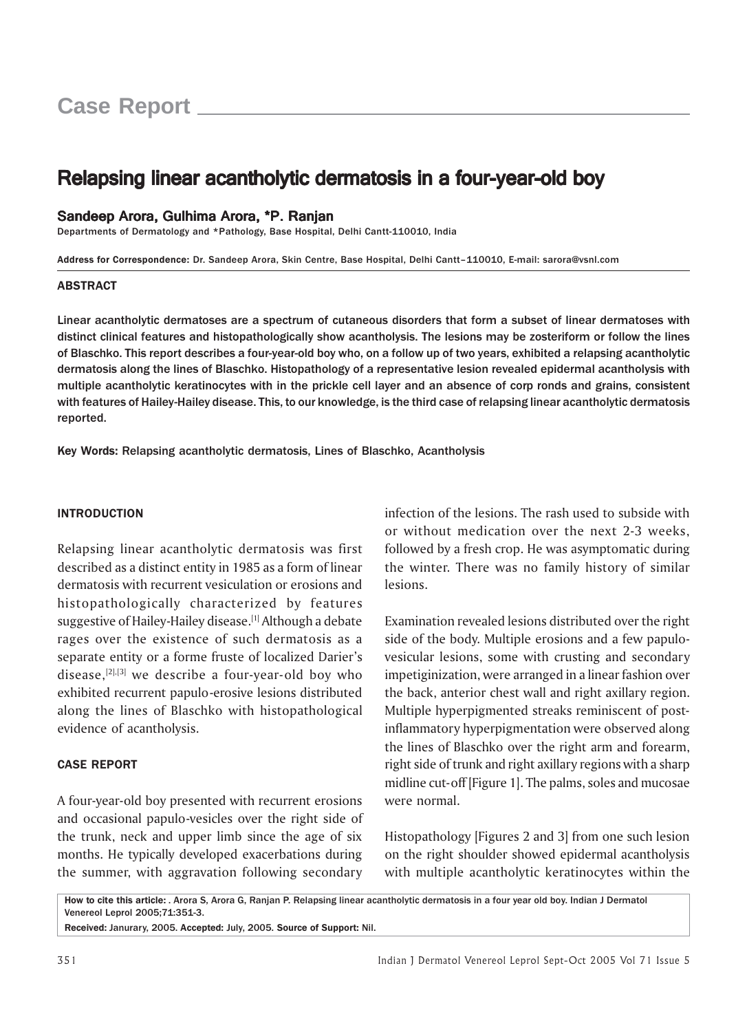Case Report

# Relapsing linear acantholytic dermatosis in a four-year-old boy

**Sandeep Arora, Gulhima Arora, *P. Ranjan**

Departments of Dermatology and *Pathology, Base Hospital, Delhi Cantt-110010, India

**Address for Correspondence:** Dr. Sandeep Arora, Skin Centre, Base Hospital, Delhi Cantt–110010, E-mail: sarora@vsnl.com

## ABSTRACT

Linear acantholytic dermatoses are a spectrum of cutaneous disorders that form a subset of linear dermatoses with distinct clinical features and histopathologically show acantholysis. The lesions may be zosteriform or follow the lines of Blaschko. This report describes a four-year-old boy who, on a follow up of two years, exhibited a relapsing acantholytic dermatosis along the lines of Blaschko. Histopathology of a representative lesion revealed epidermal acantholysis with multiple acantholytic keratinocytes with in the prickle cell layer and an absence of corp ronds and grains, consistent with features of Hailey-Hailey disease. This, to our knowledge, is the third case of relapsing linear acantholytic dermatosis reported.

**Key Words:** Relapsing acantholytic dermatosis, Lines of Blaschko, Acantholysis

## INTRODUCTION

Relapsing linear acantholytic dermatosis was first described as a distinct entity in 1985 as a form of linear dermatosis with recurrent vesiculation or erosions and histopathologically characterized by features suggestive of Hailey-Hailey disease.[1] Although a debate rages over the existence of such dermatosis as a separate entity or a forme fruste of localized Darier's disease,[2],[3] we describe a four-year-old boy who exhibited recurrent papulo-erosive lesions distributed along the lines of Blaschko with histopathological evidence of acantholysis.

## CASE REPORT

A four-year-old boy presented with recurrent erosions and occasional papulo-vesicles over the right side of the trunk, neck and upper limb since the age of six months. He typically developed exacerbations during the summer, with aggravation following secondary infection of the lesions. The rash used to subside with or without medication over the next 2-3 weeks, followed by a fresh crop. He was asymptomatic during the winter. There was no family history of similar lesions.

Examination revealed lesions distributed over the right side of the body. Multiple erosions and a few papulo-vesicular lesions, some with crusting and secondary impetiginization, were arranged in a linear fashion over the back, anterior chest wall and right axillary region. Multiple hyperpigmented streaks reminiscent of post-inflammatory hyperpigmentation were observed along the lines of Blaschko over the right arm and forearm, right side of trunk and right axillary regions with a sharp midline cut-off [Figure 1]. The palms, soles and mucosae were normal.

Histopathology [Figures 2 and 3] from one such lesion on the right shoulder showed epidermal acantholysis with multiple acantholytic keratinocytes within the

**How to cite this article:** . Arora S, Arora G, Ranjan P. Relapsing linear acantholytic dermatosis in a four year old boy. Indian J Dermatol Venereol Leprol 2005;71:351-3.

**Received:** Janurary, 2005. **Accepted:** July, 2005. **Source of Support:** Nil.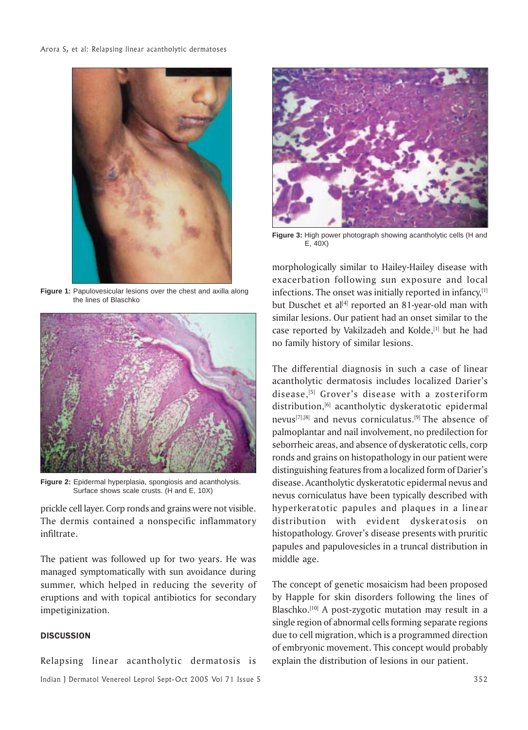Figure 1: Papulovesicular lesions over the chest and axilla along the lines of Blaschko

Figure 2: Epidermal hyperplasia, spongiosis and acantholysis. Surface shows scale crusts. (H and E, 10X)

prickle cell layer. Corp ronds and grains were not visible. The dermis contained a nonspecific inflammatory infiltrate.

The patient was followed up for two years. He was managed symptomatically with sun avoidance during summer, which helped in reducing the severity of eruptions and with topical antibiotics for secondary impetiginization.

## DISCUSSION

Relapsing linear acantholytic dermatosis is morphologically similar to Hailey-Hailey disease with exacerbation following sun exposure and local infections. The onset was initially reported in infancy,[1] but Duschet et al[4] reported an 81-year-old man with similar lesions. Our patient had an onset similar to the case reported by Vakilzadeh and Kolde,[1] but he had no family history of similar lesions.

Figure 3: High power photograph showing acantholytic cells (H and E, 40X)

The differential diagnosis in such a case of linear acantholytic dermatosis includes localized Darier's disease,[5] Grover's disease with a zosteriform distribution,[6] acantholytic dyskeratotic epidermal nevus[7],[8] and nevus corniculatus.[9] The absence of palmoplantar and nail involvement, no predilection for seborrheic areas, and absence of dyskeratotic cells, corp ronds and grains on histopathology in our patient were distinguishing features from a localized form of Darier's disease. Acantholytic dyskeratotic epidermal nevus and nevus corniculatus have been typically described with hyperkeratotic papules and plaques in a linear distribution with evident dyskeratosis on histopathology. Grover's disease presents with pruritic papules and papulovesicles in a truncal distribution in middle age.

The concept of genetic mosaicism had been proposed by Happle for skin disorders following the lines of Blaschko.[10] A post-zygotic mutation may result in a single region of abnormal cells forming separate regions due to cell migration, which is a programmed direction of embryonic movement. This concept would probably explain the distribution of lesions in our patient.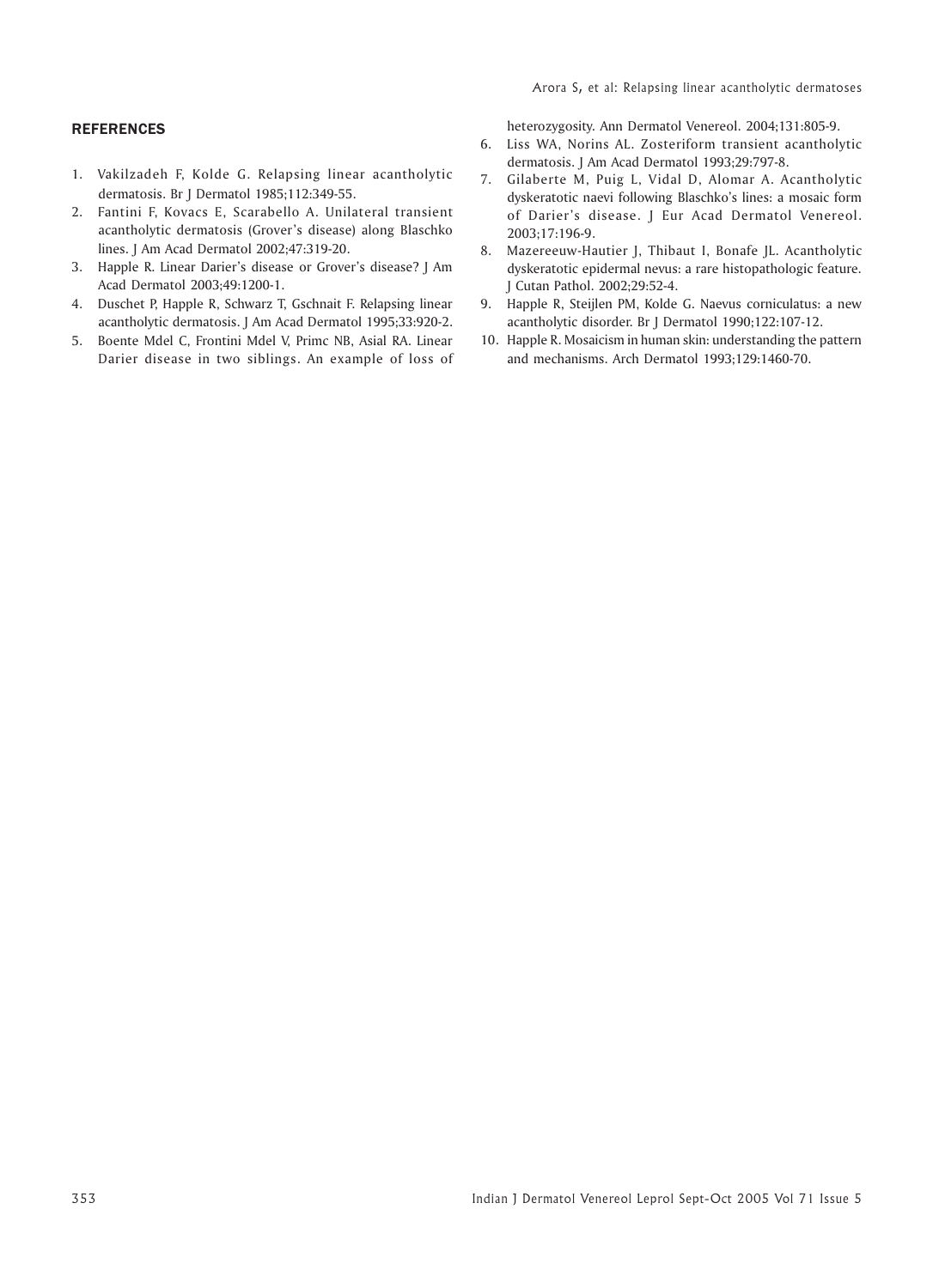## REFERENCES

1. Vakilzadeh F, Kolde G. Relapsing linear acantholytic dermatosis. Br J Dermatol 1985;112:349-55.
2. Fantini F, Kovacs E, Scarabello A. Unilateral transient acantholytic dermatosis (Grover's disease) along Blaschko lines. J Am Acad Dermatol 2002;47:319-20.
3. Happle R. Linear Darier's disease or Grover's disease? J Am Acad Dermatol 2003;49:1200-1.
4. Duschet P, Happle R, Schwarz T, Gschnait F. Relapsing linear acantholytic dermatosis. J Am Acad Dermatol 1995;33:920-2.
5. Boente Mdel C, Frontini Mdel V, Primc NB, Asial RA. Linear Darier disease in two siblings. An example of loss of heterozygosity. Ann Dermatol Venereol. 2004;131:805-9.
6. Liss WA, Norins AL. Zosteriform transient acantholytic dermatosis. J Am Acad Dermatol 1993;29:797-8.
7. Gilaberte M, Puig L, Vidal D, Alomar A. Acantholytic dyskeratotic naevi following Blaschko's lines: a mosaic form of Darier's disease. J Eur Acad Dermatol Venereol. 2003;17:196-9.
8. Mazereeuw-Hautier J, Thibaut I, Bonafe JL. Acantholytic dyskeratotic epidermal nevus: a rare histopathologic feature. J Cutan Pathol. 2002;29:52-4.
9. Happle R, Steijlen PM, Kolde G. Naevus corniculatus: a new acantholytic disorder. Br J Dermatol 1990;122:107-12.
10. Happle R. Mosaicism in human skin: understanding the pattern and mechanisms. Arch Dermatol 1993;129:1460-70.